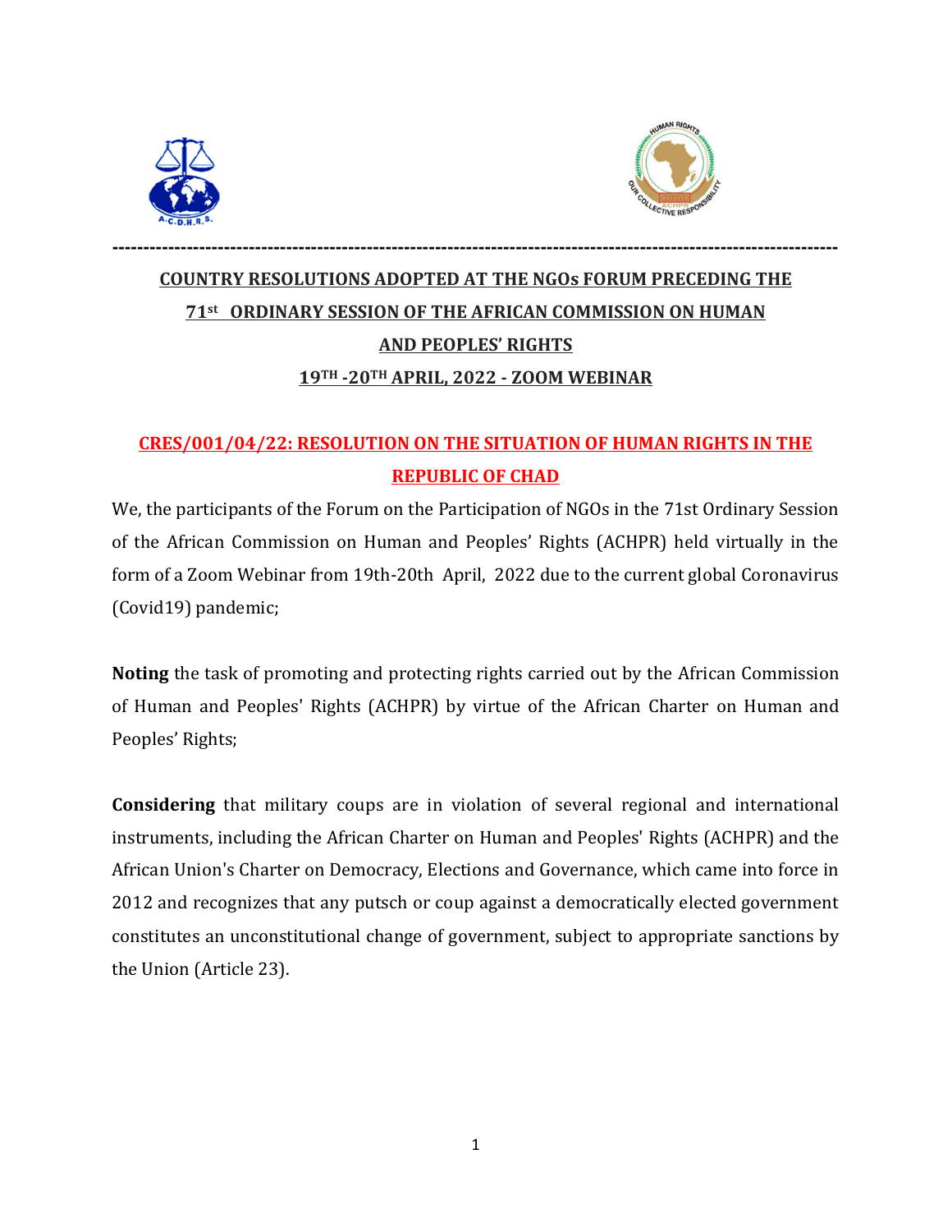# COUNTRY RESOLUTIONS ADOPTED AT THE NGOs FORUM PRECEDING THE 71st ORDINARY SESSION OF THE AFRICAN COMMISSION ON HUMAN AND PEOPLES' RIGHTS

## 19TH -20TH APRIL, 2022 - ZOOM WEBINAR

## CRES/001/04/22: RESOLUTION ON THE SITUATION OF HUMAN RIGHTS IN THE REPUBLIC OF CHAD

We, the participants of the Forum on the Participation of NGOs in the 71st Ordinary Session of the African Commission on Human and Peoples' Rights (ACHPR) held virtually in the form of a Zoom Webinar from 19th-20th April, 2022 due to the current global Coronavirus (Covid19) pandemic;

**Noting** the task of promoting and protecting rights carried out by the African Commission of Human and Peoples' Rights (ACHPR) by virtue of the African Charter on Human and Peoples' Rights;

**Considering** that military coups are in violation of several regional and international instruments, including the African Charter on Human and Peoples' Rights (ACHPR) and the African Union's Charter on Democracy, Elections and Governance, which came into force in 2012 and recognizes that any putsch or coup against a democratically elected government constitutes an unconstitutional change of government, subject to appropriate sanctions by the Union (Article 23).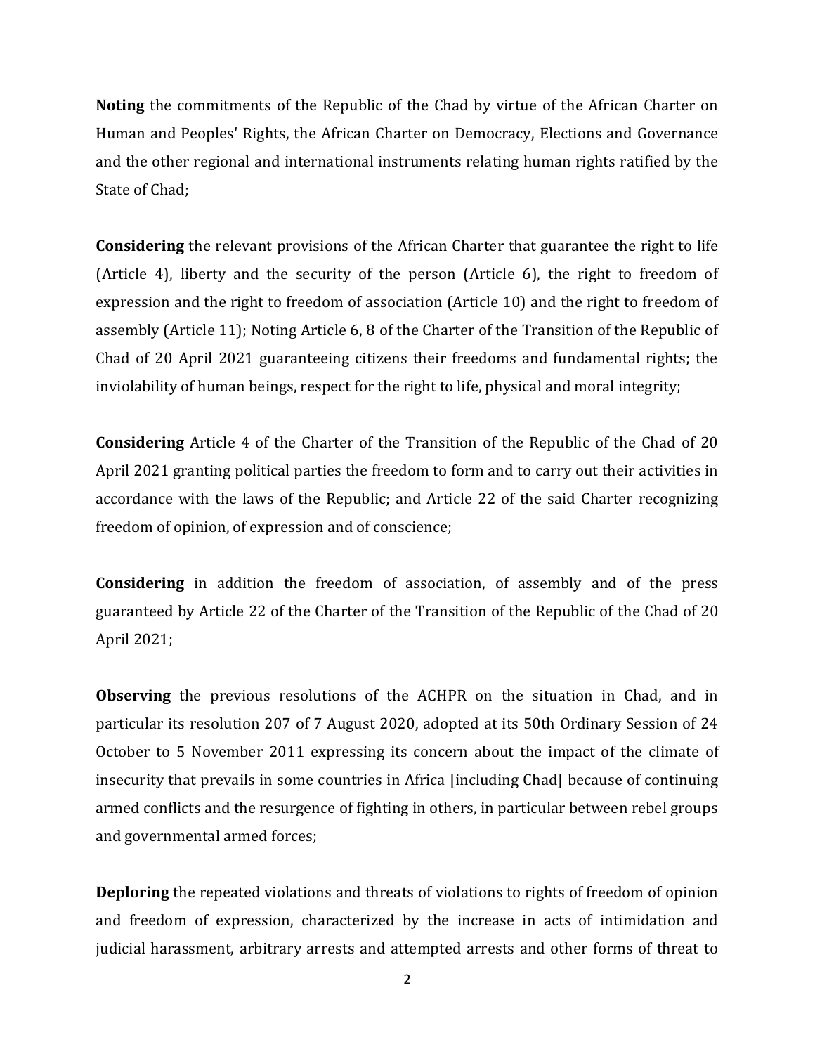**Noting** the commitments of the Republic of the Chad by virtue of the African Charter on Human and Peoples' Rights, the African Charter on Democracy, Elections and Governance and the other regional and international instruments relating human rights ratified by the State of Chad;

**Considering** the relevant provisions of the African Charter that guarantee the right to life (Article 4), liberty and the security of the person (Article 6), the right to freedom of expression and the right to freedom of association (Article 10) and the right to freedom of assembly (Article 11); Noting Article 6, 8 of the Charter of the Transition of the Republic of Chad of 20 April 2021 guaranteeing citizens their freedoms and fundamental rights; the inviolability of human beings, respect for the right to life, physical and moral integrity;

**Considering** Article 4 of the Charter of the Transition of the Republic of the Chad of 20 April 2021 granting political parties the freedom to form and to carry out their activities in accordance with the laws of the Republic; and Article 22 of the said Charter recognizing freedom of opinion, of expression and of conscience;

**Considering** in addition the freedom of association, of assembly and of the press guaranteed by Article 22 of the Charter of the Transition of the Republic of the Chad of 20 April 2021;

**Observing** the previous resolutions of the ACHPR on the situation in Chad, and in particular its resolution 207 of 7 August 2020, adopted at its 50th Ordinary Session of 24 October to 5 November 2011 expressing its concern about the impact of the climate of insecurity that prevails in some countries in Africa [including Chad] because of continuing armed conflicts and the resurgence of fighting in others, in particular between rebel groups and governmental armed forces;

**Deploring** the repeated violations and threats of violations to rights of freedom of opinion and freedom of expression, characterized by the increase in acts of intimidation and judicial harassment, arbitrary arrests and attempted arrests and other forms of threat to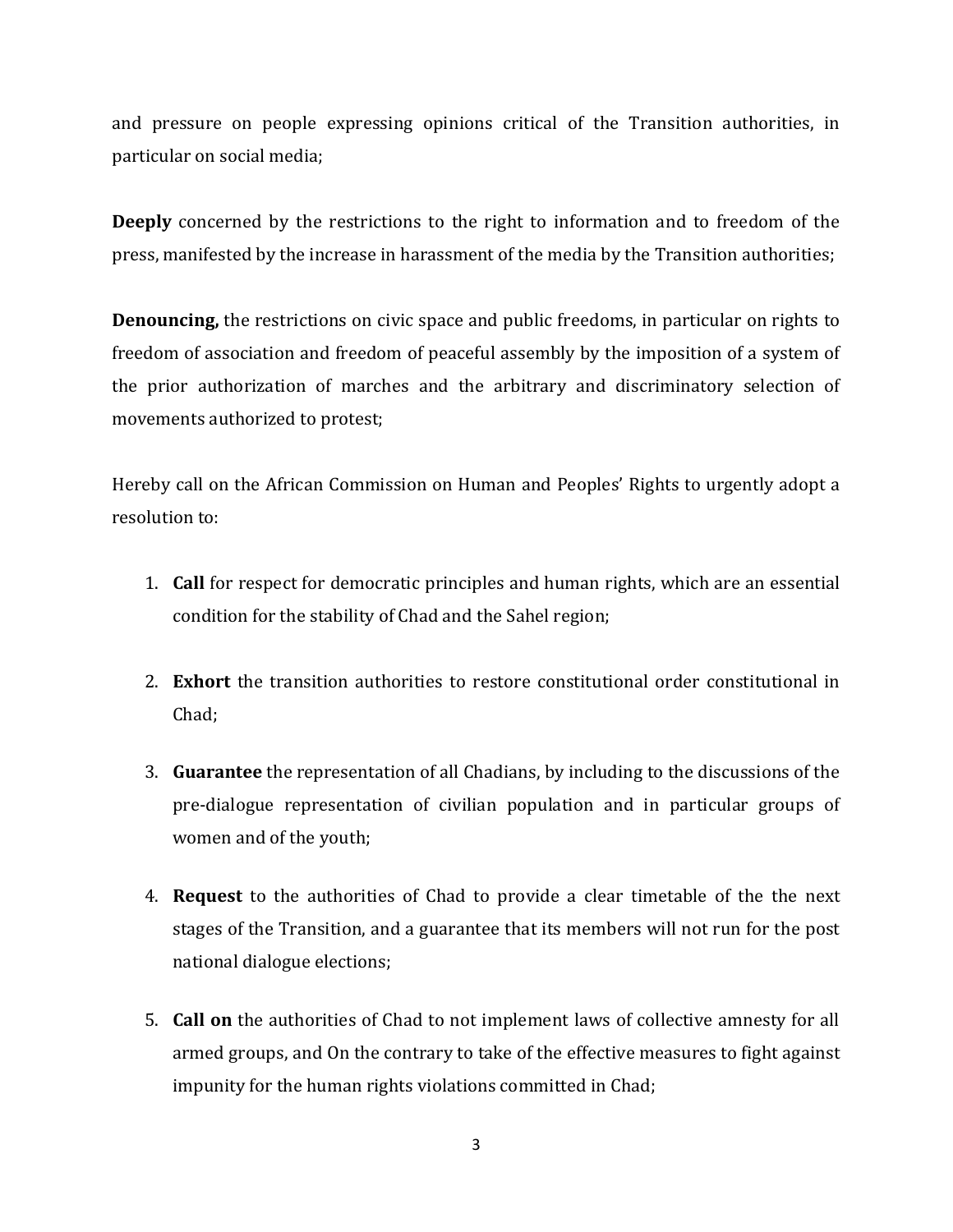and pressure on people expressing opinions critical of the Transition authorities, in particular on social media;

**Deeply** concerned by the restrictions to the right to information and to freedom of the press, manifested by the increase in harassment of the media by the Transition authorities;

**Denouncing,** the restrictions on civic space and public freedoms, in particular on rights to freedom of association and freedom of peaceful assembly by the imposition of a system of the prior authorization of marches and the arbitrary and discriminatory selection of movements authorized to protest;

Hereby call on the African Commission on Human and Peoples' Rights to urgently adopt a resolution to:

1. **Call** for respect for democratic principles and human rights, which are an essential condition for the stability of Chad and the Sahel region;

2. **Exhort** the transition authorities to restore constitutional order constitutional in Chad;

3. **Guarantee** the representation of all Chadians, by including to the discussions of the pre-dialogue representation of civilian population and in particular groups of women and of the youth;

4. **Request** to the authorities of Chad to provide a clear timetable of the the next stages of the Transition, and a guarantee that its members will not run for the post national dialogue elections;

5. **Call on** the authorities of Chad to not implement laws of collective amnesty for all armed groups, and On the contrary to take of the effective measures to fight against impunity for the human rights violations committed in Chad;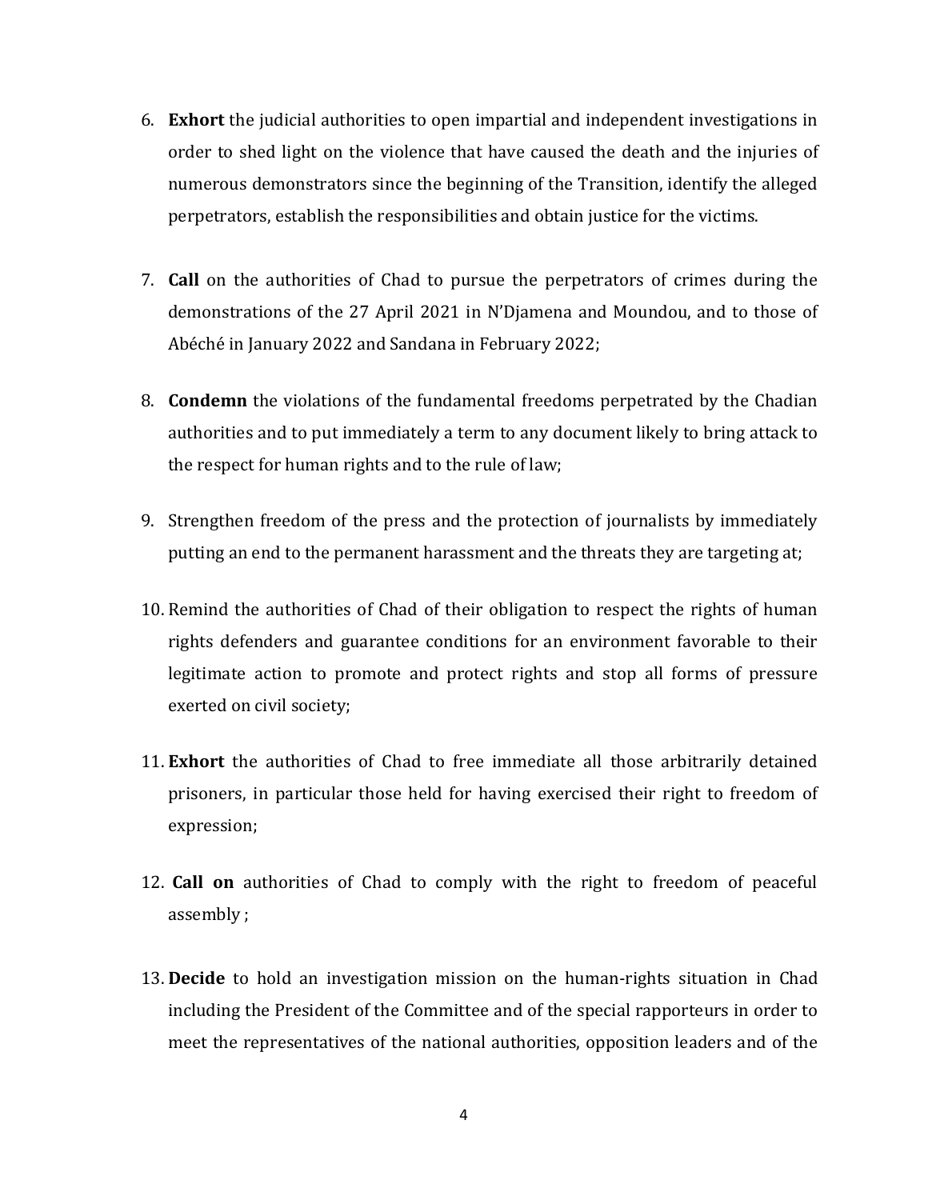6. **Exhort** the judicial authorities to open impartial and independent investigations in order to shed light on the violence that have caused the death and the injuries of numerous demonstrators since the beginning of the Transition, identify the alleged perpetrators, establish the responsibilities and obtain justice for the victims.

7. **Call** on the authorities of Chad to pursue the perpetrators of crimes during the demonstrations of the 27 April 2021 in N'Djamena and Moundou, and to those of Abéché in January 2022 and Sandana in February 2022;

8. **Condemn** the violations of the fundamental freedoms perpetrated by the Chadian authorities and to put immediately a term to any document likely to bring attack to the respect for human rights and to the rule of law;

9. Strengthen freedom of the press and the protection of journalists by immediately putting an end to the permanent harassment and the threats they are targeting at;

10. Remind the authorities of Chad of their obligation to respect the rights of human rights defenders and guarantee conditions for an environment favorable to their legitimate action to promote and protect rights and stop all forms of pressure exerted on civil society;

11. **Exhort** the authorities of Chad to free immediate all those arbitrarily detained prisoners, in particular those held for having exercised their right to freedom of expression;

12. **Call on** authorities of Chad to comply with the right to freedom of peaceful assembly ;

13. **Decide** to hold an investigation mission on the human-rights situation in Chad including the President of the Committee and of the special rapporteurs in order to meet the representatives of the national authorities, opposition leaders and of the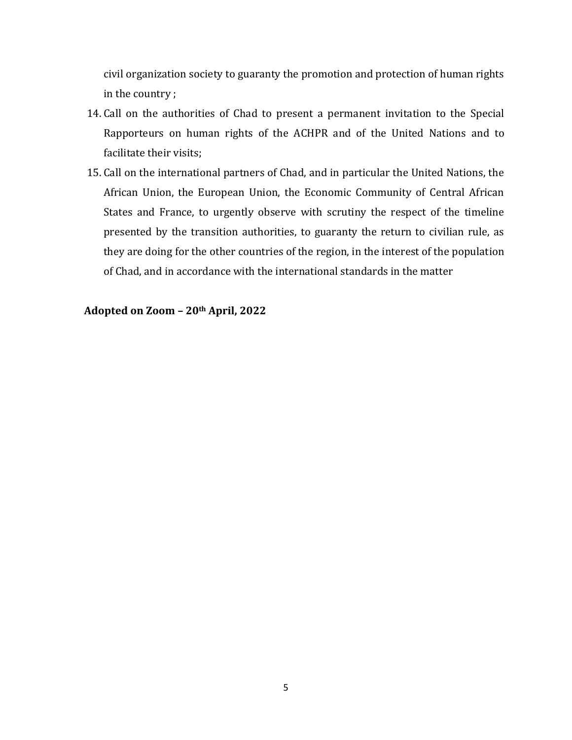civil organization society to guaranty the promotion and protection of human rights in the country ;

14. Call on the authorities of Chad to present a permanent invitation to the Special Rapporteurs on human rights of the ACHPR and of the United Nations and to facilitate their visits;
15. Call on the international partners of Chad, and in particular the United Nations, the African Union, the European Union, the Economic Community of Central African States and France, to urgently observe with scrutiny the respect of the timeline presented by the transition authorities, to guaranty the return to civilian rule, as they are doing for the other countries of the region, in the interest of the population of Chad, and in accordance with the international standards in the matter

**Adopted on Zoom – 20th April, 2022**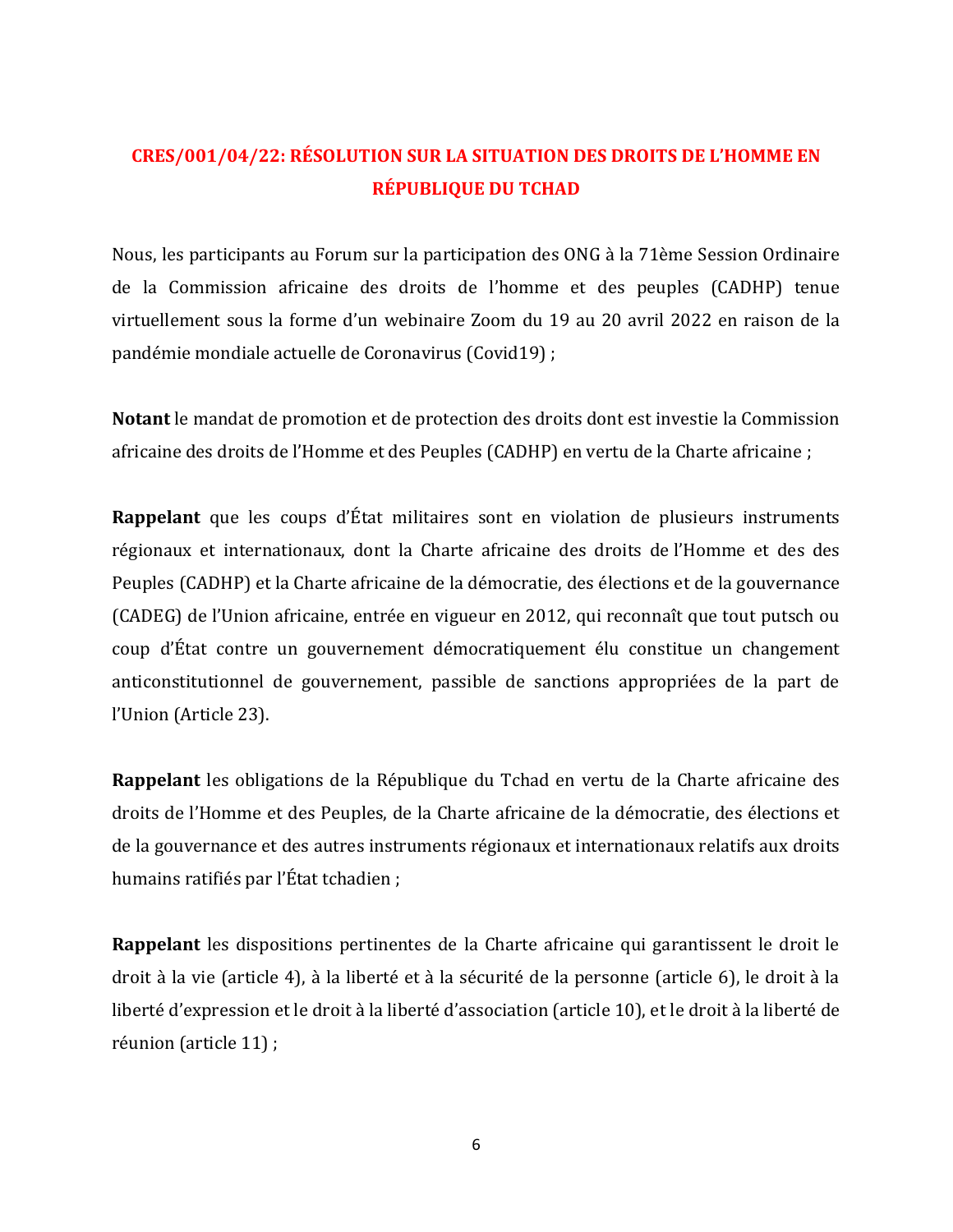## CRES/001/04/22: RÉSOLUTION SUR LA SITUATION DES DROITS DE L'HOMME EN RÉPUBLIQUE DU TCHAD

Nous, les participants au Forum sur la participation des ONG à la 71ème Session Ordinaire de la Commission africaine des droits de l'homme et des peuples (CADHP) tenue virtuellement sous la forme d'un webinaire Zoom du 19 au 20 avril 2022 en raison de la pandémie mondiale actuelle de Coronavirus (Covid19) ;

**Notant** le mandat de promotion et de protection des droits dont est investie la Commission africaine des droits de l'Homme et des Peuples (CADHP) en vertu de la Charte africaine ;

**Rappelant** que les coups d'État militaires sont en violation de plusieurs instruments régionaux et internationaux, dont la Charte africaine des droits de l'Homme et des des Peuples (CADHP) et la Charte africaine de la démocratie, des élections et de la gouvernance (CADEG) de l'Union africaine, entrée en vigueur en 2012, qui reconnaît que tout putsch ou coup d'État contre un gouvernement démocratiquement élu constitue un changement anticonstitutionnel de gouvernement, passible de sanctions appropriées de la part de l'Union (Article 23).

**Rappelant** les obligations de la République du Tchad en vertu de la Charte africaine des droits de l'Homme et des Peuples, de la Charte africaine de la démocratie, des élections et de la gouvernance et des autres instruments régionaux et internationaux relatifs aux droits humains ratifiés par l'État tchadien ;

**Rappelant** les dispositions pertinentes de la Charte africaine qui garantissent le droit le droit à la vie (article 4), à la liberté et à la sécurité de la personne (article 6), le droit à la liberté d'expression et le droit à la liberté d'association (article 10), et le droit à la liberté de réunion (article 11) ;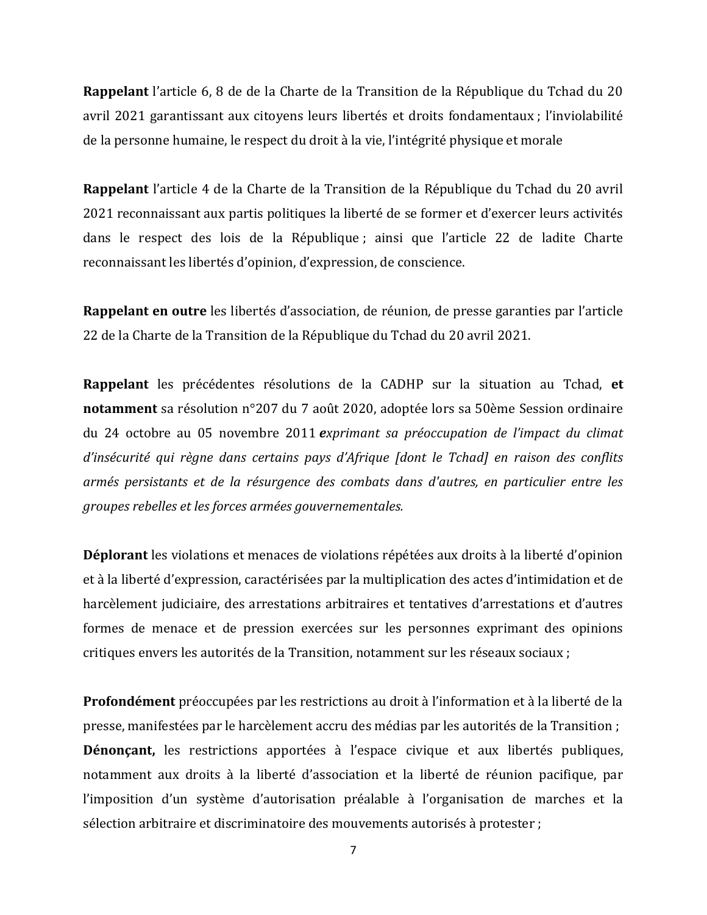**Rappelant** l'article 6, 8 de de la Charte de la Transition de la République du Tchad du 20 avril 2021 garantissant aux citoyens leurs libertés et droits fondamentaux ; l'inviolabilité de la personne humaine, le respect du droit à la vie, l'intégrité physique et morale

**Rappelant** l'article 4 de la Charte de la Transition de la République du Tchad du 20 avril 2021 reconnaissant aux partis politiques la liberté de se former et d'exercer leurs activités dans le respect des lois de la République ; ainsi que l'article 22 de ladite Charte reconnaissant les libertés d'opinion, d'expression, de conscience.

**Rappelant en outre** les libertés d'association, de réunion, de presse garanties par l'article 22 de la Charte de la Transition de la République du Tchad du 20 avril 2021.

**Rappelant** les précédentes résolutions de la CADHP sur la situation au Tchad, **et notamment** sa résolution n°207 du 7 août 2020, adoptée lors sa 50ème Session ordinaire du 24 octobre au 05 novembre 2011 ***e****xprimant sa préoccupation de l'impact du climat d'insécurité qui règne dans certains pays d'Afrique [dont le Tchad] en raison des conflits armés persistants et de la résurgence des combats dans d'autres, en particulier entre les groupes rebelles et les forces armées gouvernementales.*

**Déplorant** les violations et menaces de violations répétées aux droits à la liberté d'opinion et à la liberté d'expression, caractérisées par la multiplication des actes d'intimidation et de harcèlement judiciaire, des arrestations arbitraires et tentatives d'arrestations et d'autres formes de menace et de pression exercées sur les personnes exprimant des opinions critiques envers les autorités de la Transition, notamment sur les réseaux sociaux ;

**Profondément** préoccupées par les restrictions au droit à l'information et à la liberté de la presse, manifestées par le harcèlement accru des médias par les autorités de la Transition ;

**Dénonçant,** les restrictions apportées à l'espace civique et aux libertés publiques, notamment aux droits à la liberté d'association et la liberté de réunion pacifique, par l'imposition d'un système d'autorisation préalable à l'organisation de marches et la sélection arbitraire et discriminatoire des mouvements autorisés à protester ;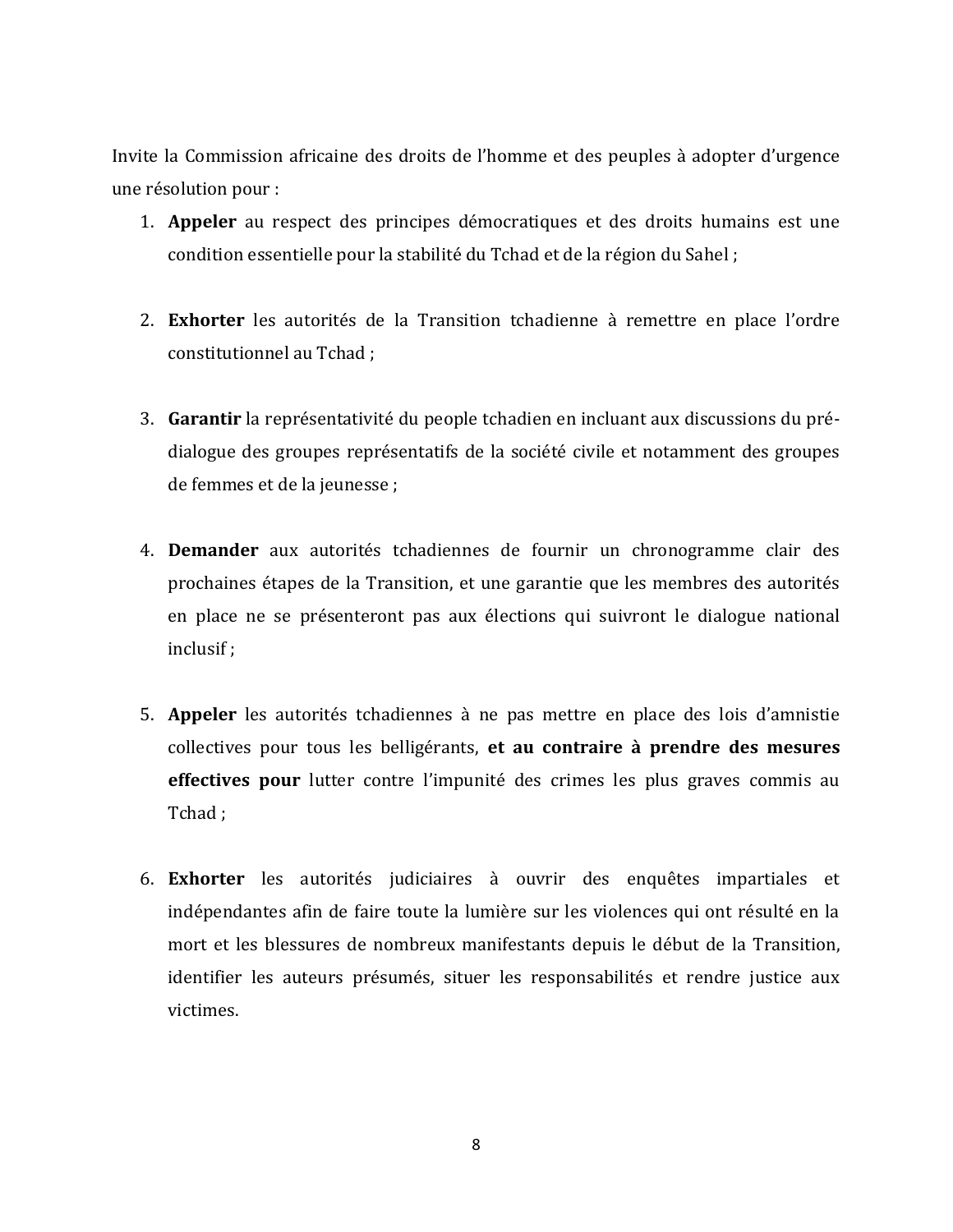Invite la Commission africaine des droits de l'homme et des peuples à adopter d'urgence une résolution pour :

1. **Appeler** au respect des principes démocratiques et des droits humains est une condition essentielle pour la stabilité du Tchad et de la région du Sahel ;

2. **Exhorter** les autorités de la Transition tchadienne à remettre en place l'ordre constitutionnel au Tchad ;

3. **Garantir** la représentativité du people tchadien en incluant aux discussions du pré-dialogue des groupes représentatifs de la société civile et notamment des groupes de femmes et de la jeunesse ;

4. **Demander** aux autorités tchadiennes de fournir un chronogramme clair des prochaines étapes de la Transition, et une garantie que les membres des autorités en place ne se présenteront pas aux élections qui suivront le dialogue national inclusif ;

5. **Appeler** les autorités tchadiennes à ne pas mettre en place des lois d'amnistie collectives pour tous les belligérants, **et au contraire à prendre des mesures effectives pour** lutter contre l'impunité des crimes les plus graves commis au Tchad ;

6. **Exhorter** les autorités judiciaires à ouvrir des enquêtes impartiales et indépendantes afin de faire toute la lumière sur les violences qui ont résulté en la mort et les blessures de nombreux manifestants depuis le début de la Transition, identifier les auteurs présumés, situer les responsabilités et rendre justice aux victimes.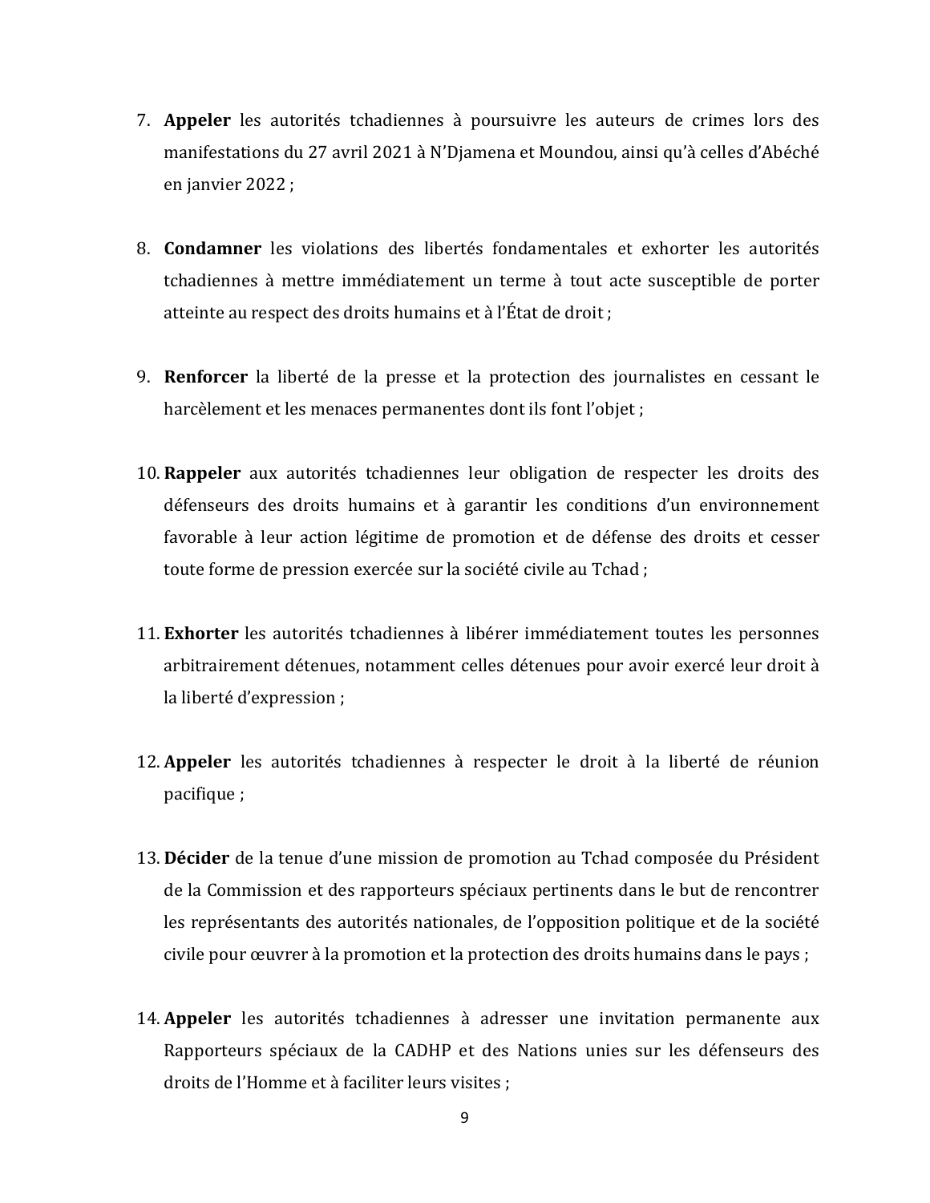7. **Appeler** les autorités tchadiennes à poursuivre les auteurs de crimes lors des manifestations du 27 avril 2021 à N'Djamena et Moundou, ainsi qu'à celles d'Abéché en janvier 2022 ;

8. **Condamner** les violations des libertés fondamentales et exhorter les autorités tchadiennes à mettre immédiatement un terme à tout acte susceptible de porter atteinte au respect des droits humains et à l'État de droit ;

9. **Renforcer** la liberté de la presse et la protection des journalistes en cessant le harcèlement et les menaces permanentes dont ils font l'objet ;

10. **Rappeler** aux autorités tchadiennes leur obligation de respecter les droits des défenseurs des droits humains et à garantir les conditions d'un environnement favorable à leur action légitime de promotion et de défense des droits et cesser toute forme de pression exercée sur la société civile au Tchad ;

11. **Exhorter** les autorités tchadiennes à libérer immédiatement toutes les personnes arbitrairement détenues, notamment celles détenues pour avoir exercé leur droit à la liberté d'expression ;

12. **Appeler** les autorités tchadiennes à respecter le droit à la liberté de réunion pacifique ;

13. **Décider** de la tenue d'une mission de promotion au Tchad composée du Président de la Commission et des rapporteurs spéciaux pertinents dans le but de rencontrer les représentants des autorités nationales, de l'opposition politique et de la société civile pour œuvrer à la promotion et la protection des droits humains dans le pays ;

14. **Appeler** les autorités tchadiennes à adresser une invitation permanente aux Rapporteurs spéciaux de la CADHP et des Nations unies sur les défenseurs des droits de l'Homme et à faciliter leurs visites ;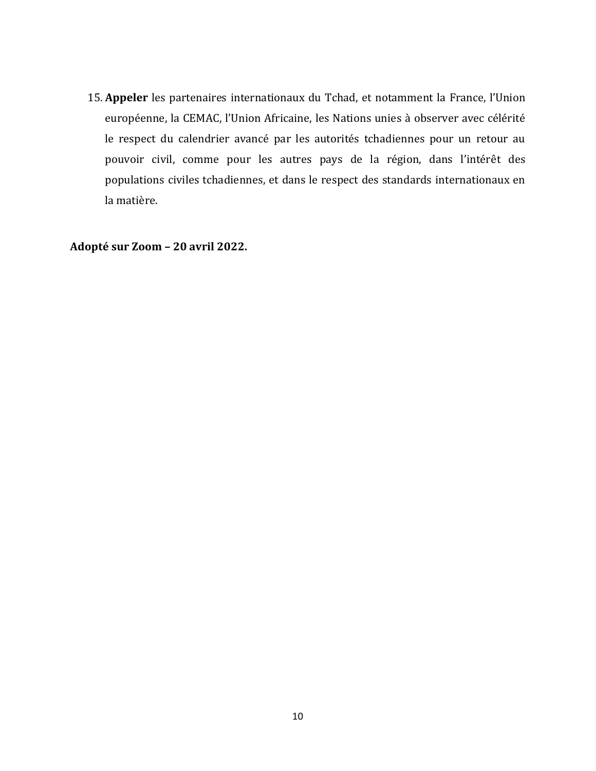15. **Appeler** les partenaires internationaux du Tchad, et notamment la France, l'Union européenne, la CEMAC, l'Union Africaine, les Nations unies à observer avec célérité le respect du calendrier avancé par les autorités tchadiennes pour un retour au pouvoir civil, comme pour les autres pays de la région, dans l'intérêt des populations civiles tchadiennes, et dans le respect des standards internationaux en la matière.

**Adopté sur Zoom – 20 avril 2022.**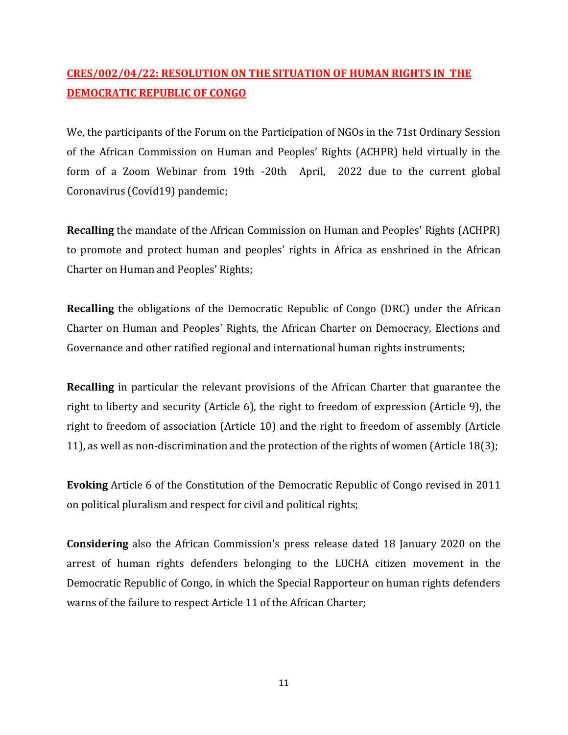## CRES/002/04/22: RESOLUTION ON THE SITUATION OF HUMAN RIGHTS IN THE DEMOCRATIC REPUBLIC OF CONGO

We, the participants of the Forum on the Participation of NGOs in the 71st Ordinary Session of the African Commission on Human and Peoples' Rights (ACHPR) held virtually in the form of a Zoom Webinar from 19th -20th April, 2022 due to the current global Coronavirus (Covid19) pandemic;

**Recalling** the mandate of the African Commission on Human and Peoples' Rights (ACHPR) to promote and protect human and peoples' rights in Africa as enshrined in the African Charter on Human and Peoples' Rights;

**Recalling** the obligations of the Democratic Republic of Congo (DRC) under the African Charter on Human and Peoples' Rights, the African Charter on Democracy, Elections and Governance and other ratified regional and international human rights instruments;

**Recalling** in particular the relevant provisions of the African Charter that guarantee the right to liberty and security (Article 6), the right to freedom of expression (Article 9), the right to freedom of association (Article 10) and the right to freedom of assembly (Article 11), as well as non-discrimination and the protection of the rights of women (Article 18(3);

**Evoking** Article 6 of the Constitution of the Democratic Republic of Congo revised in 2011 on political pluralism and respect for civil and political rights;

**Considering** also the African Commission's press release dated 18 January 2020 on the arrest of human rights defenders belonging to the LUCHA citizen movement in the Democratic Republic of Congo, in which the Special Rapporteur on human rights defenders warns of the failure to respect Article 11 of the African Charter;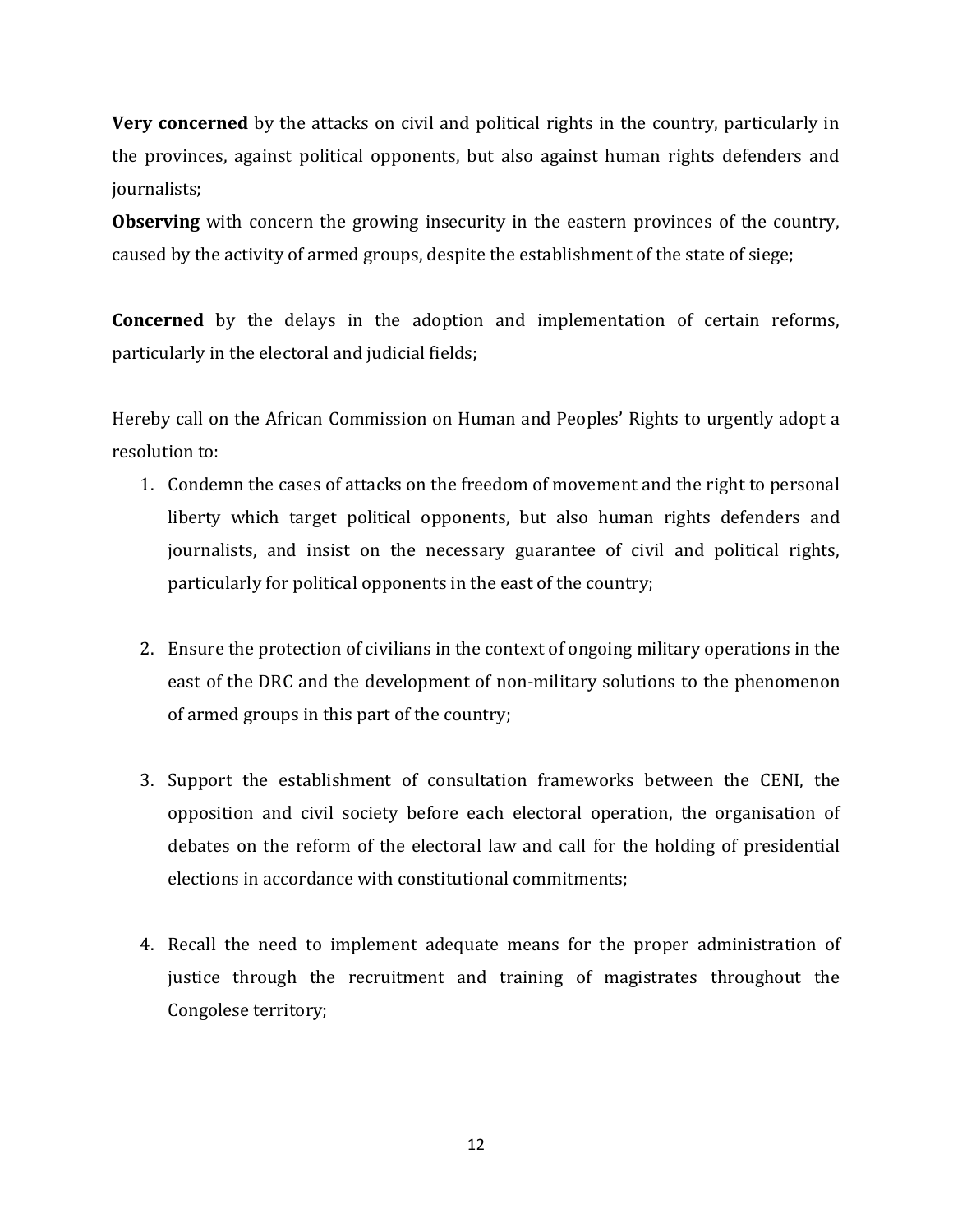**Very concerned** by the attacks on civil and political rights in the country, particularly in the provinces, against political opponents, but also against human rights defenders and journalists;

**Observing** with concern the growing insecurity in the eastern provinces of the country, caused by the activity of armed groups, despite the establishment of the state of siege;

**Concerned** by the delays in the adoption and implementation of certain reforms, particularly in the electoral and judicial fields;

Hereby call on the African Commission on Human and Peoples' Rights to urgently adopt a resolution to:

1. Condemn the cases of attacks on the freedom of movement and the right to personal liberty which target political opponents, but also human rights defenders and journalists, and insist on the necessary guarantee of civil and political rights, particularly for political opponents in the east of the country;

2. Ensure the protection of civilians in the context of ongoing military operations in the east of the DRC and the development of non-military solutions to the phenomenon of armed groups in this part of the country;

3. Support the establishment of consultation frameworks between the CENI, the opposition and civil society before each electoral operation, the organisation of debates on the reform of the electoral law and call for the holding of presidential elections in accordance with constitutional commitments;

4. Recall the need to implement adequate means for the proper administration of justice through the recruitment and training of magistrates throughout the Congolese territory;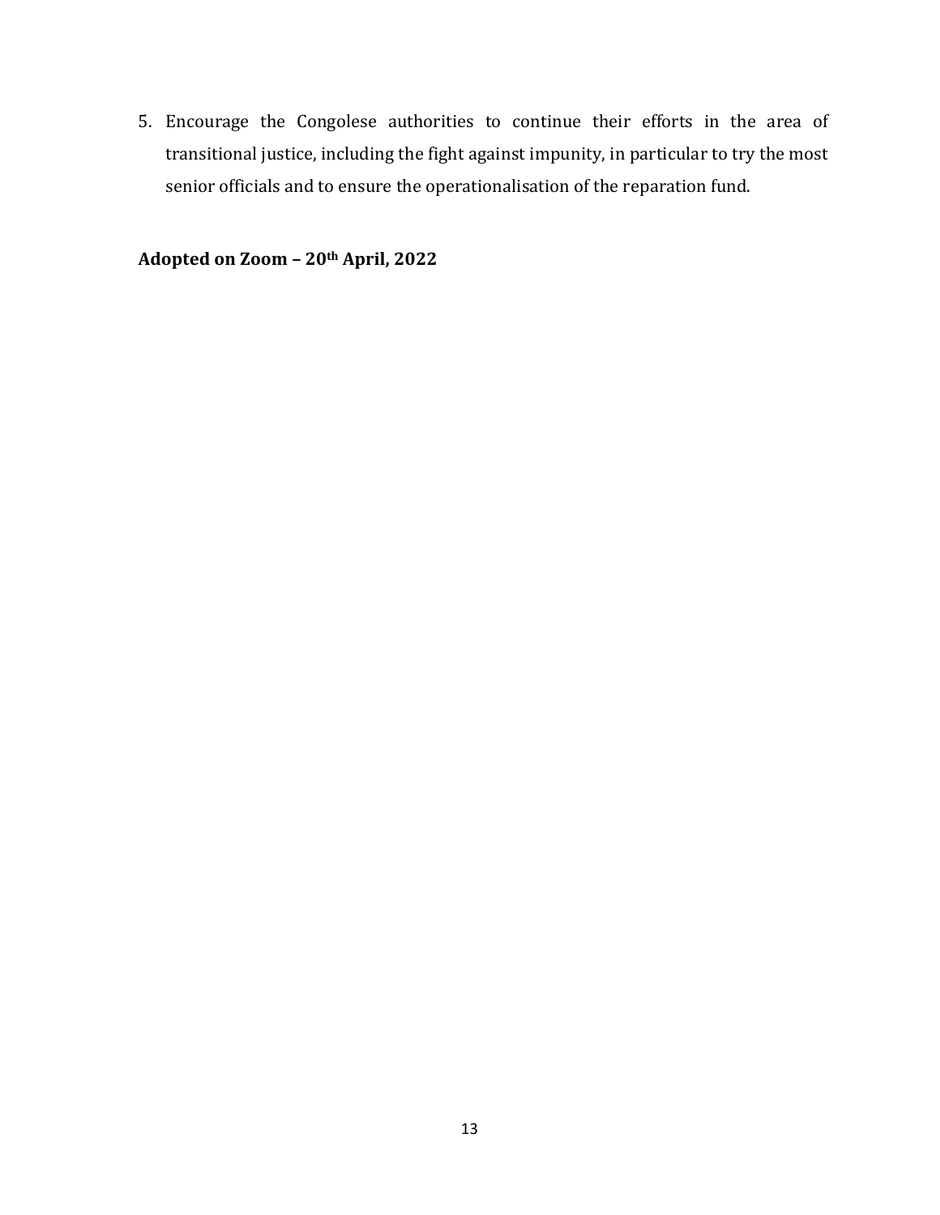5. Encourage the Congolese authorities to continue their efforts in the area of transitional justice, including the fight against impunity, in particular to try the most senior officials and to ensure the operationalisation of the reparation fund.

**Adopted on Zoom – 20th April, 2022**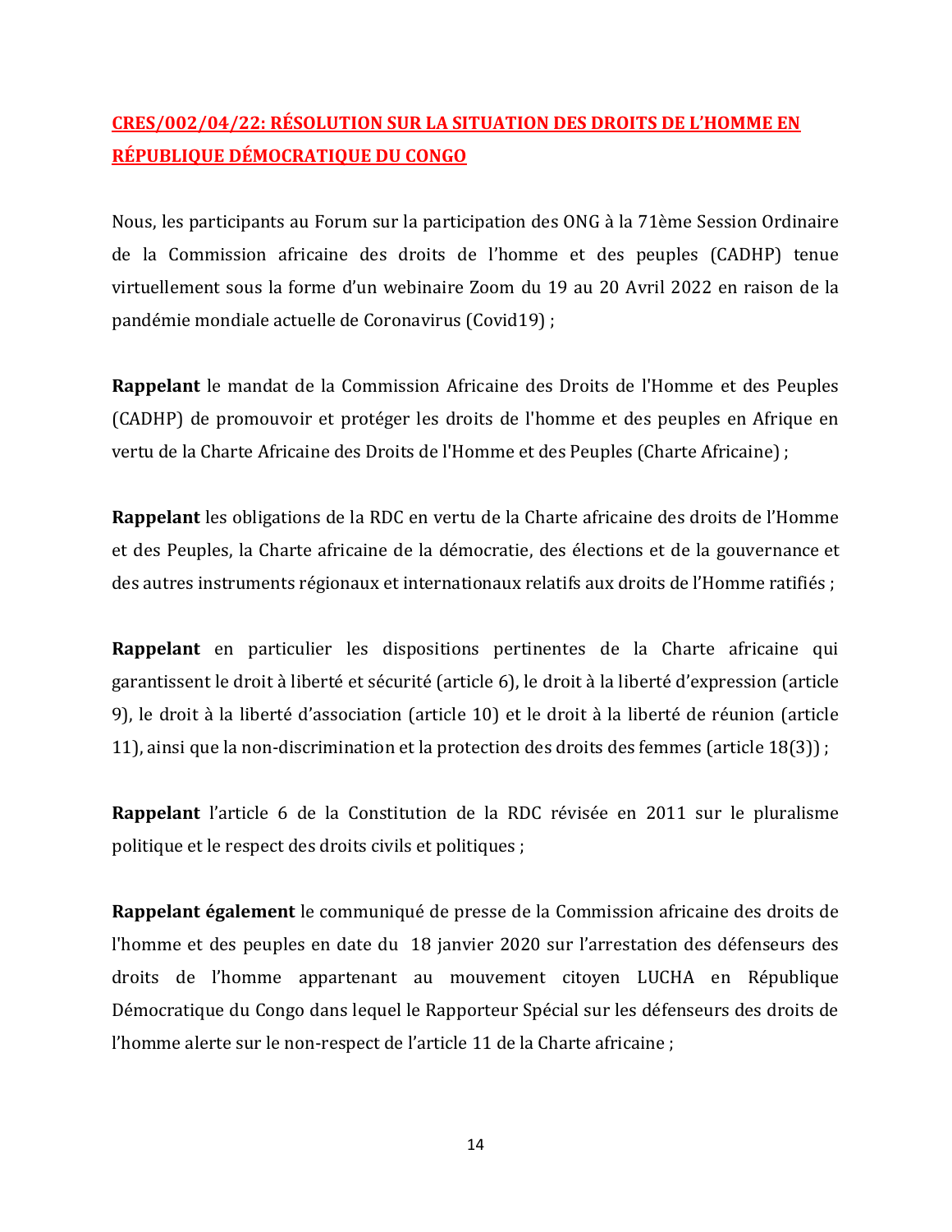## CRES/002/04/22: RÉSOLUTION SUR LA SITUATION DES DROITS DE L'HOMME EN RÉPUBLIQUE DÉMOCRATIQUE DU CONGO

Nous, les participants au Forum sur la participation des ONG à la 71ème Session Ordinaire de la Commission africaine des droits de l'homme et des peuples (CADHP) tenue virtuellement sous la forme d'un webinaire Zoom du 19 au 20 Avril 2022 en raison de la pandémie mondiale actuelle de Coronavirus (Covid19) ;

**Rappelant** le mandat de la Commission Africaine des Droits de l'Homme et des Peuples (CADHP) de promouvoir et protéger les droits de l'homme et des peuples en Afrique en vertu de la Charte Africaine des Droits de l'Homme et des Peuples (Charte Africaine) ;

**Rappelant** les obligations de la RDC en vertu de la Charte africaine des droits de l'Homme et des Peuples, la Charte africaine de la démocratie, des élections et de la gouvernance et des autres instruments régionaux et internationaux relatifs aux droits de l'Homme ratifiés ;

**Rappelant** en particulier les dispositions pertinentes de la Charte africaine qui garantissent le droit à liberté et sécurité (article 6), le droit à la liberté d'expression (article 9), le droit à la liberté d'association (article 10) et le droit à la liberté de réunion (article 11), ainsi que la non-discrimination et la protection des droits des femmes (article 18(3)) ;

**Rappelant** l'article 6 de la Constitution de la RDC révisée en 2011 sur le pluralisme politique et le respect des droits civils et politiques ;

**Rappelant également** le communiqué de presse de la Commission africaine des droits de l'homme et des peuples en date du 18 janvier 2020 sur l'arrestation des défenseurs des droits de l'homme appartenant au mouvement citoyen LUCHA en République Démocratique du Congo dans lequel le Rapporteur Spécial sur les défenseurs des droits de l'homme alerte sur le non-respect de l'article 11 de la Charte africaine ;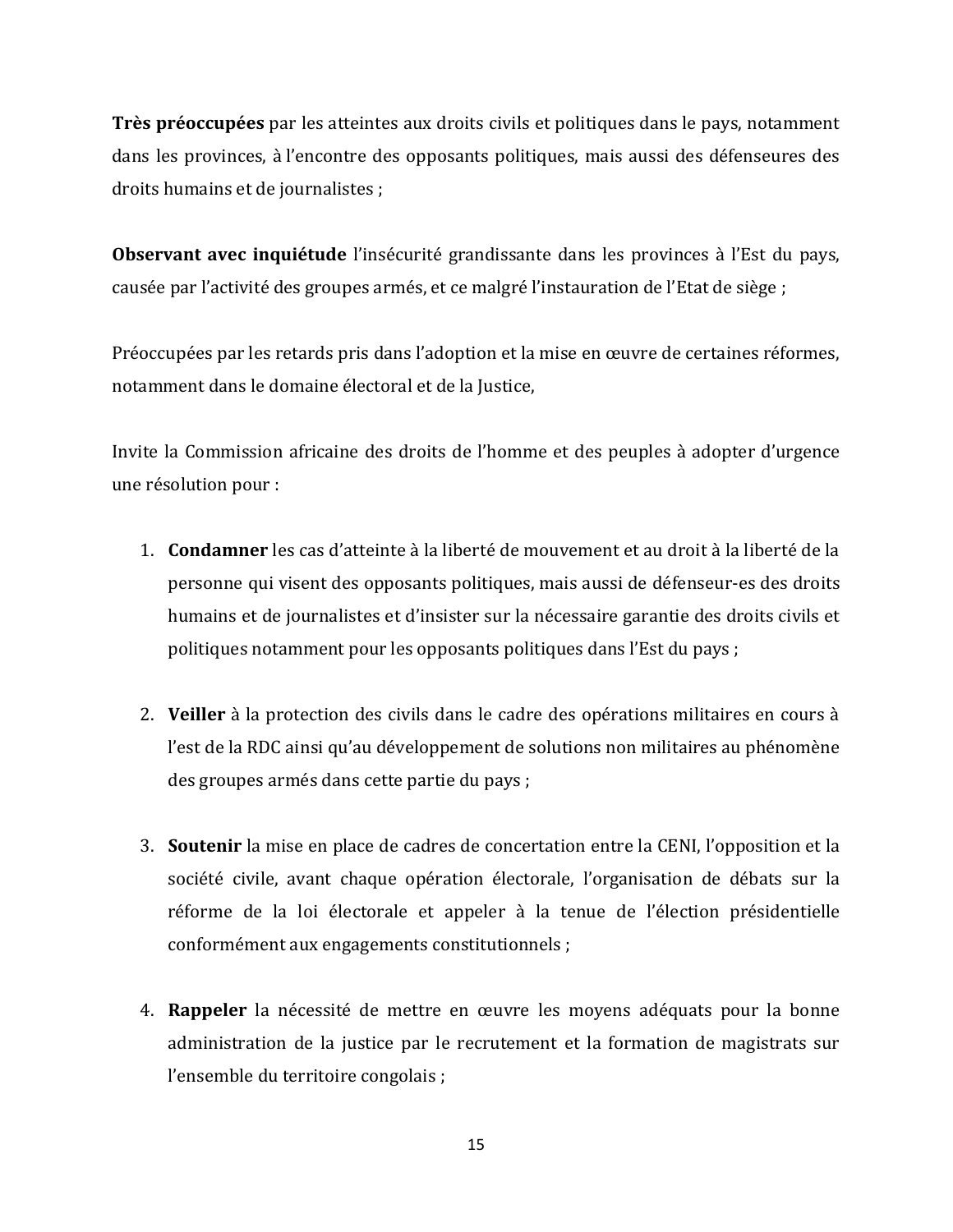**Très préoccupées** par les atteintes aux droits civils et politiques dans le pays, notamment dans les provinces, à l'encontre des opposants politiques, mais aussi des défenseures des droits humains et de journalistes ;

**Observant avec inquiétude** l'insécurité grandissante dans les provinces à l'Est du pays, causée par l'activité des groupes armés, et ce malgré l'instauration de l'Etat de siège ;

Préoccupées par les retards pris dans l'adoption et la mise en œuvre de certaines réformes, notamment dans le domaine électoral et de la Justice,

Invite la Commission africaine des droits de l'homme et des peuples à adopter d'urgence une résolution pour :

1. **Condamner** les cas d'atteinte à la liberté de mouvement et au droit à la liberté de la personne qui visent des opposants politiques, mais aussi de défenseur-es des droits humains et de journalistes et d'insister sur la nécessaire garantie des droits civils et politiques notamment pour les opposants politiques dans l'Est du pays ;

2. **Veiller** à la protection des civils dans le cadre des opérations militaires en cours à l'est de la RDC ainsi qu'au développement de solutions non militaires au phénomène des groupes armés dans cette partie du pays ;

3. **Soutenir** la mise en place de cadres de concertation entre la CENI, l'opposition et la société civile, avant chaque opération électorale, l'organisation de débats sur la réforme de la loi électorale et appeler à la tenue de l'élection présidentielle conformément aux engagements constitutionnels ;

4. **Rappeler** la nécessité de mettre en œuvre les moyens adéquats pour la bonne administration de la justice par le recrutement et la formation de magistrats sur l'ensemble du territoire congolais ;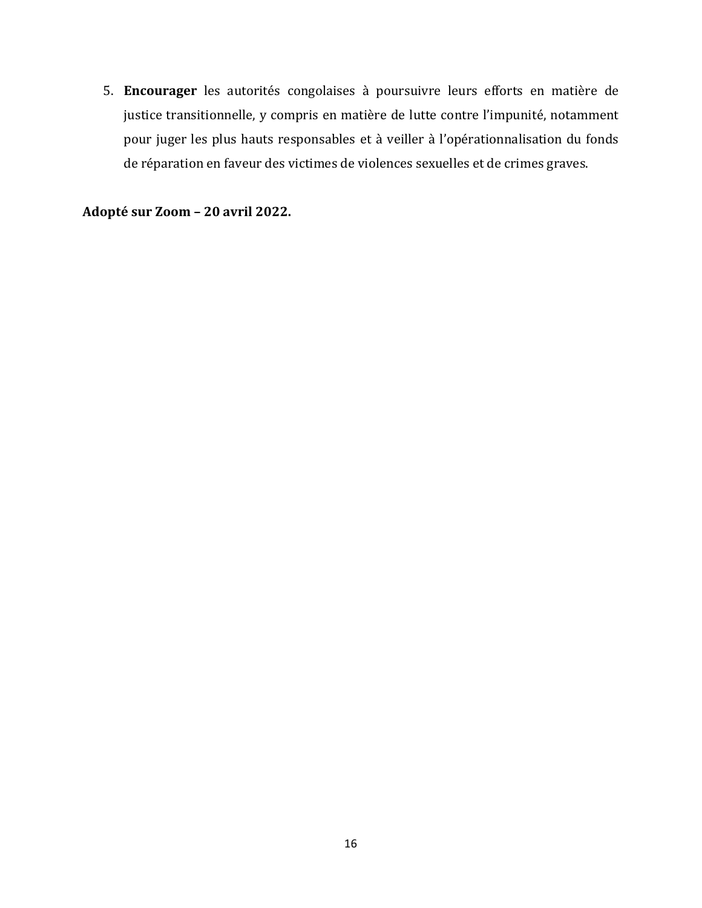5. **Encourager** les autorités congolaises à poursuivre leurs efforts en matière de justice transitionnelle, y compris en matière de lutte contre l'impunité, notamment pour juger les plus hauts responsables et à veiller à l'opérationnalisation du fonds de réparation en faveur des victimes de violences sexuelles et de crimes graves.

**Adopté sur Zoom – 20 avril 2022.**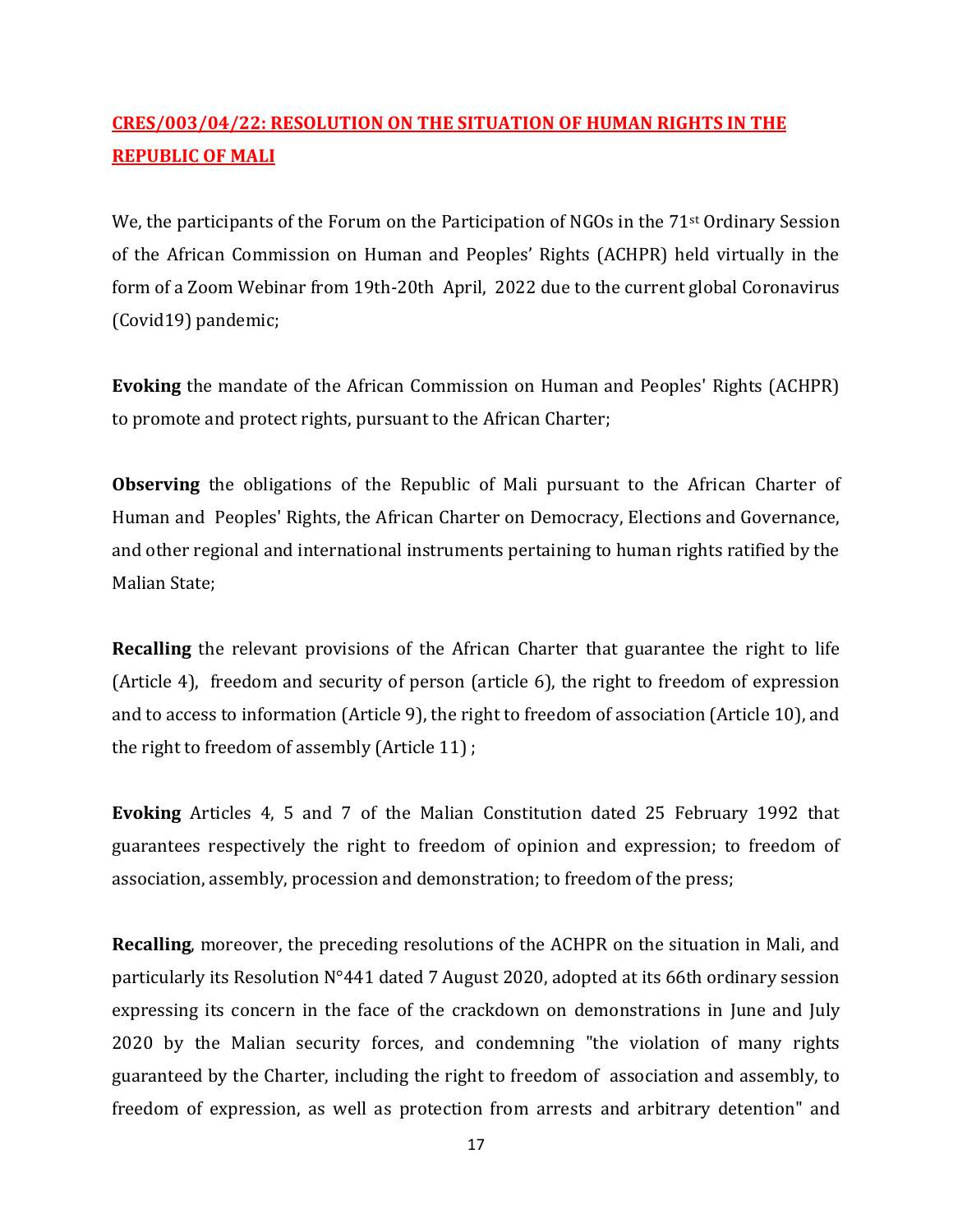## CRES/003/04/22: RESOLUTION ON THE SITUATION OF HUMAN RIGHTS IN THE REPUBLIC OF MALI

We, the participants of the Forum on the Participation of NGOs in the 71st Ordinary Session of the African Commission on Human and Peoples' Rights (ACHPR) held virtually in the form of a Zoom Webinar from 19th-20th April, 2022 due to the current global Coronavirus (Covid19) pandemic;

**Evoking** the mandate of the African Commission on Human and Peoples' Rights (ACHPR) to promote and protect rights, pursuant to the African Charter;

**Observing** the obligations of the Republic of Mali pursuant to the African Charter of Human and Peoples' Rights, the African Charter on Democracy, Elections and Governance, and other regional and international instruments pertaining to human rights ratified by the Malian State;

**Recalling** the relevant provisions of the African Charter that guarantee the right to life (Article 4), freedom and security of person (article 6), the right to freedom of expression and to access to information (Article 9), the right to freedom of association (Article 10), and the right to freedom of assembly (Article 11) ;

**Evoking** Articles 4, 5 and 7 of the Malian Constitution dated 25 February 1992 that guarantees respectively the right to freedom of opinion and expression; to freedom of association, assembly, procession and demonstration; to freedom of the press;

**Recalling**, moreover, the preceding resolutions of the ACHPR on the situation in Mali, and particularly its Resolution N°441 dated 7 August 2020, adopted at its 66th ordinary session expressing its concern in the face of the crackdown on demonstrations in June and July 2020 by the Malian security forces, and condemning "the violation of many rights guaranteed by the Charter, including the right to freedom of association and assembly, to freedom of expression, as well as protection from arrests and arbitrary detention" and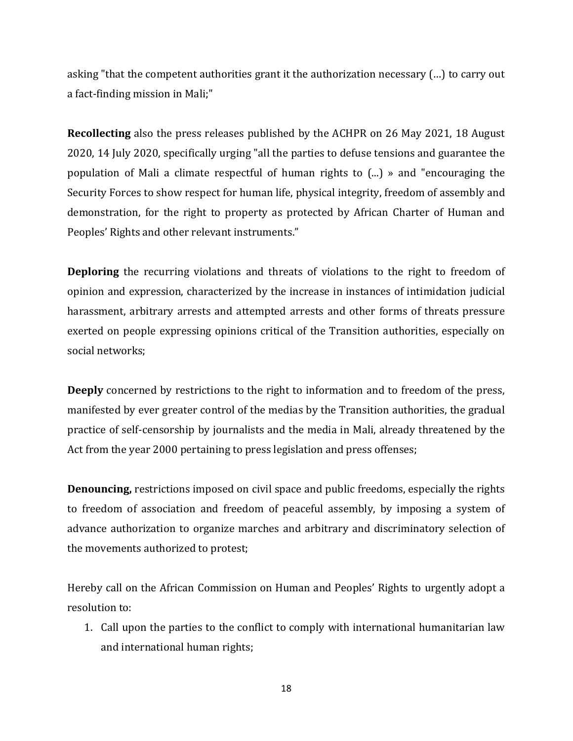asking "that the competent authorities grant it the authorization necessary (…) to carry out a fact-finding mission in Mali;"

**Recollecting** also the press releases published by the ACHPR on 26 May 2021, 18 August 2020, 14 July 2020, specifically urging "all the parties to defuse tensions and guarantee the population of Mali a climate respectful of human rights to (...) » and "encouraging the Security Forces to show respect for human life, physical integrity, freedom of assembly and demonstration, for the right to property as protected by African Charter of Human and Peoples' Rights and other relevant instruments."

**Deploring** the recurring violations and threats of violations to the right to freedom of opinion and expression, characterized by the increase in instances of intimidation judicial harassment, arbitrary arrests and attempted arrests and other forms of threats pressure exerted on people expressing opinions critical of the Transition authorities, especially on social networks;

**Deeply** concerned by restrictions to the right to information and to freedom of the press, manifested by ever greater control of the medias by the Transition authorities, the gradual practice of self-censorship by journalists and the media in Mali, already threatened by the Act from the year 2000 pertaining to press legislation and press offenses;

**Denouncing,** restrictions imposed on civil space and public freedoms, especially the rights to freedom of association and freedom of peaceful assembly, by imposing a system of advance authorization to organize marches and arbitrary and discriminatory selection of the movements authorized to protest;

Hereby call on the African Commission on Human and Peoples' Rights to urgently adopt a resolution to:

1. Call upon the parties to the conflict to comply with international humanitarian law and international human rights;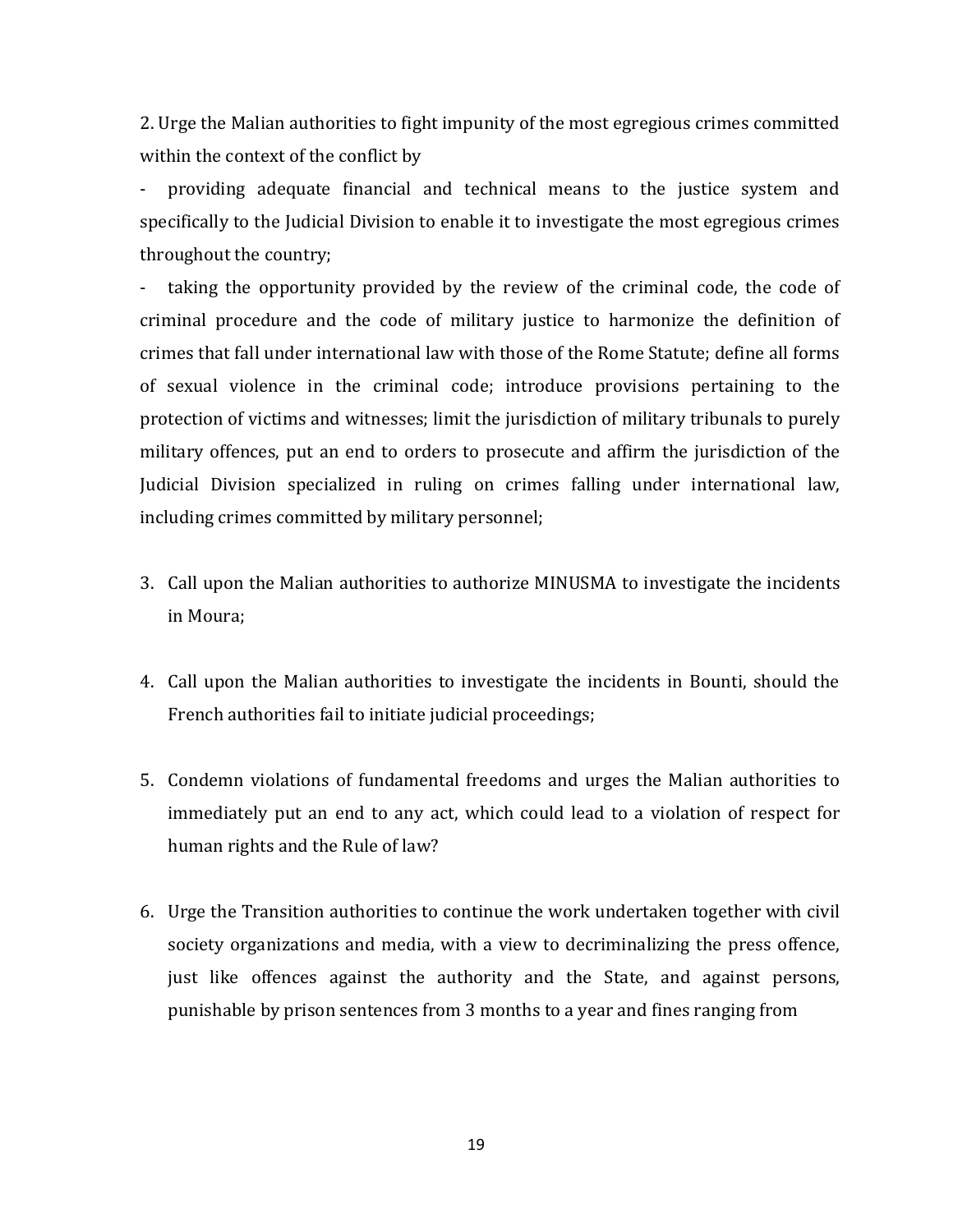2. Urge the Malian authorities to fight impunity of the most egregious crimes committed within the context of the conflict by

- providing adequate financial and technical means to the justice system and specifically to the Judicial Division to enable it to investigate the most egregious crimes throughout the country;
- taking the opportunity provided by the review of the criminal code, the code of criminal procedure and the code of military justice to harmonize the definition of crimes that fall under international law with those of the Rome Statute; define all forms of sexual violence in the criminal code; introduce provisions pertaining to the protection of victims and witnesses; limit the jurisdiction of military tribunals to purely military offences, put an end to orders to prosecute and affirm the jurisdiction of the Judicial Division specialized in ruling on crimes falling under international law, including crimes committed by military personnel;

3. Call upon the Malian authorities to authorize MINUSMA to investigate the incidents in Moura;

4. Call upon the Malian authorities to investigate the incidents in Bounti, should the French authorities fail to initiate judicial proceedings;

5. Condemn violations of fundamental freedoms and urges the Malian authorities to immediately put an end to any act, which could lead to a violation of respect for human rights and the Rule of law?

6. Urge the Transition authorities to continue the work undertaken together with civil society organizations and media, with a view to decriminalizing the press offence, just like offences against the authority and the State, and against persons, punishable by prison sentences from 3 months to a year and fines ranging from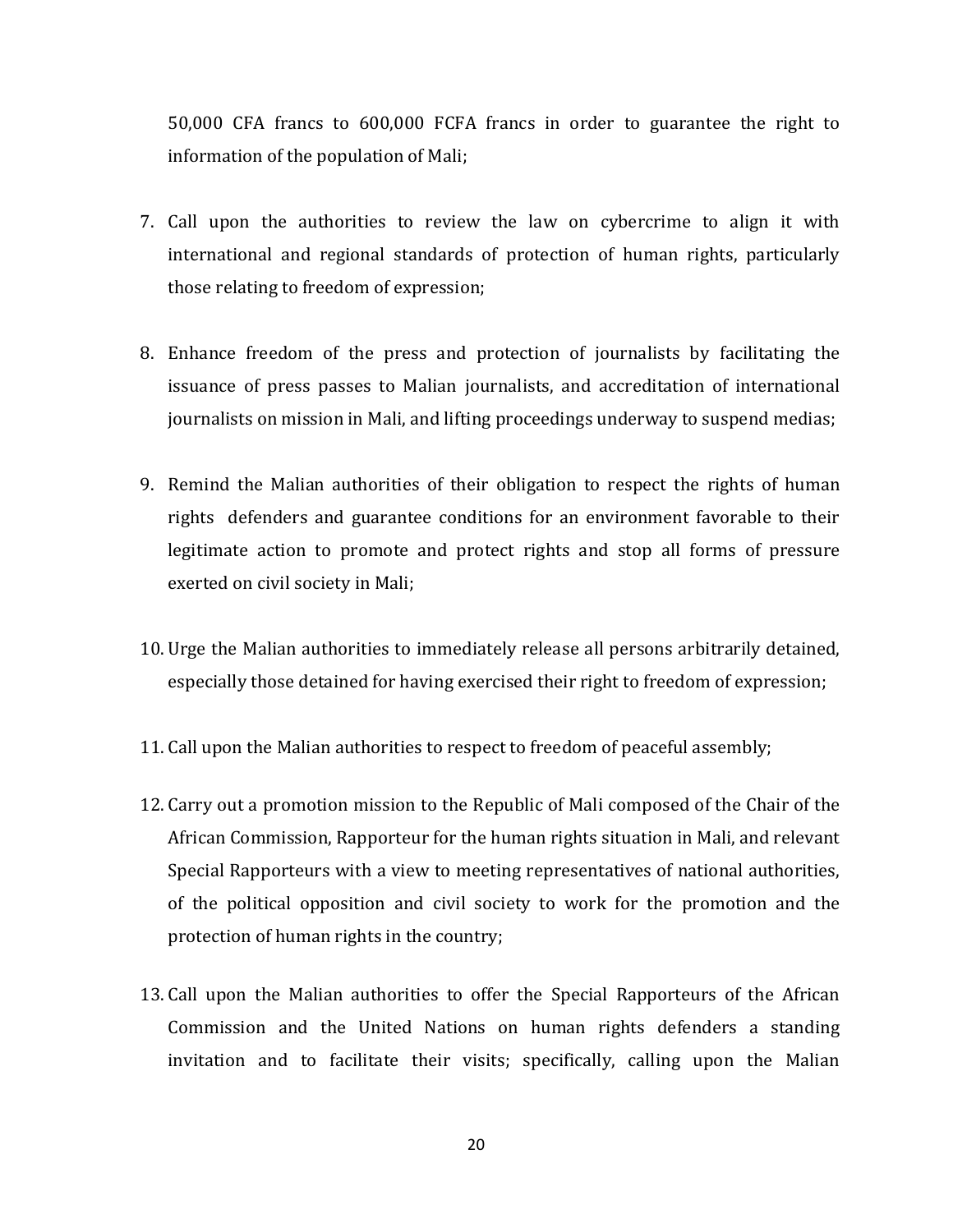50,000 CFA francs to 600,000 FCFA francs in order to guarantee the right to information of the population of Mali;

7. Call upon the authorities to review the law on cybercrime to align it with international and regional standards of protection of human rights, particularly those relating to freedom of expression;

8. Enhance freedom of the press and protection of journalists by facilitating the issuance of press passes to Malian journalists, and accreditation of international journalists on mission in Mali, and lifting proceedings underway to suspend medias;

9. Remind the Malian authorities of their obligation to respect the rights of human rights defenders and guarantee conditions for an environment favorable to their legitimate action to promote and protect rights and stop all forms of pressure exerted on civil society in Mali;

10. Urge the Malian authorities to immediately release all persons arbitrarily detained, especially those detained for having exercised their right to freedom of expression;

11. Call upon the Malian authorities to respect to freedom of peaceful assembly;

12. Carry out a promotion mission to the Republic of Mali composed of the Chair of the African Commission, Rapporteur for the human rights situation in Mali, and relevant Special Rapporteurs with a view to meeting representatives of national authorities, of the political opposition and civil society to work for the promotion and the protection of human rights in the country;

13. Call upon the Malian authorities to offer the Special Rapporteurs of the African Commission and the United Nations on human rights defenders a standing invitation and to facilitate their visits; specifically, calling upon the Malian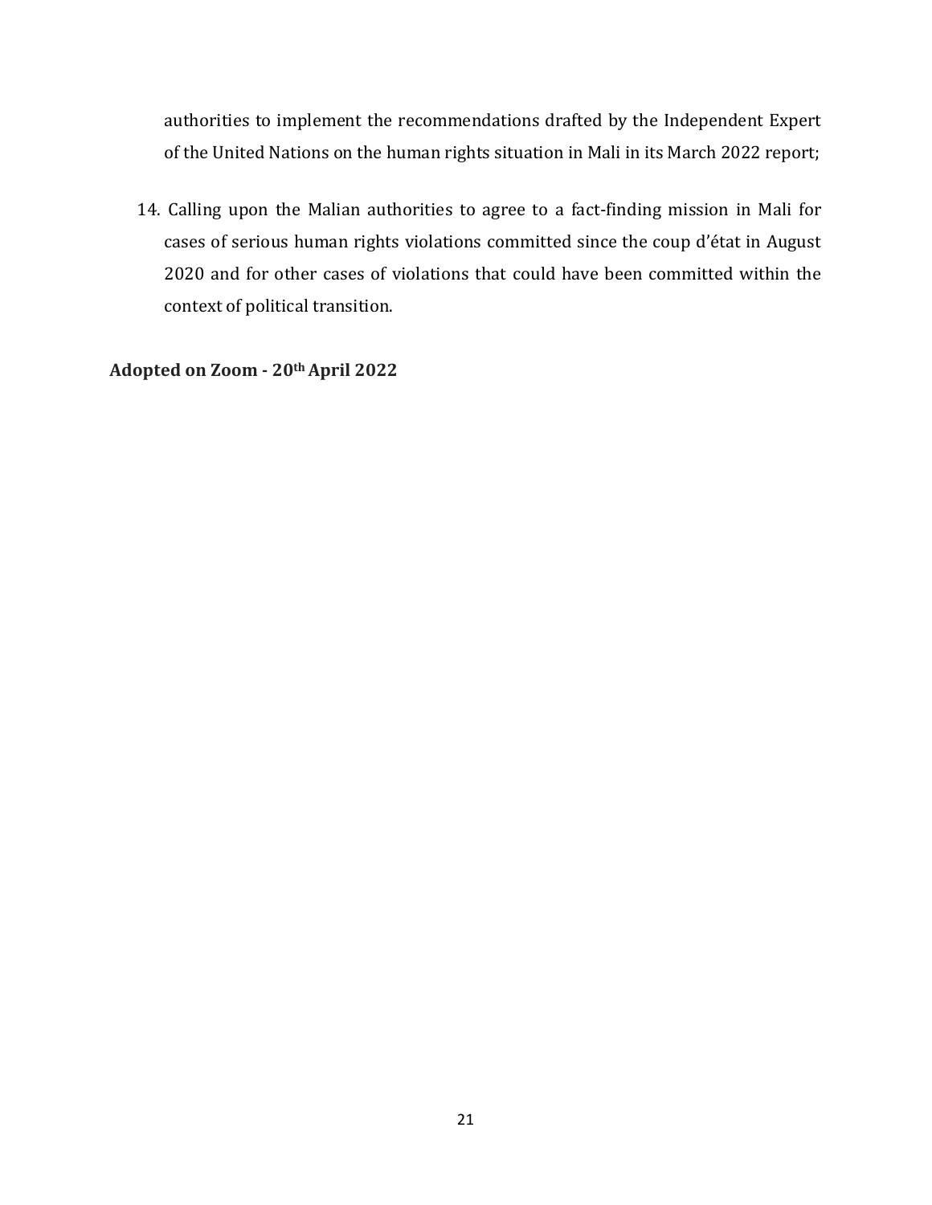authorities to implement the recommendations drafted by the Independent Expert of the United Nations on the human rights situation in Mali in its March 2022 report;

14. Calling upon the Malian authorities to agree to a fact-finding mission in Mali for cases of serious human rights violations committed since the coup d'état in August 2020 and for other cases of violations that could have been committed within the context of political transition.

**Adopted on Zoom - 20th April 2022**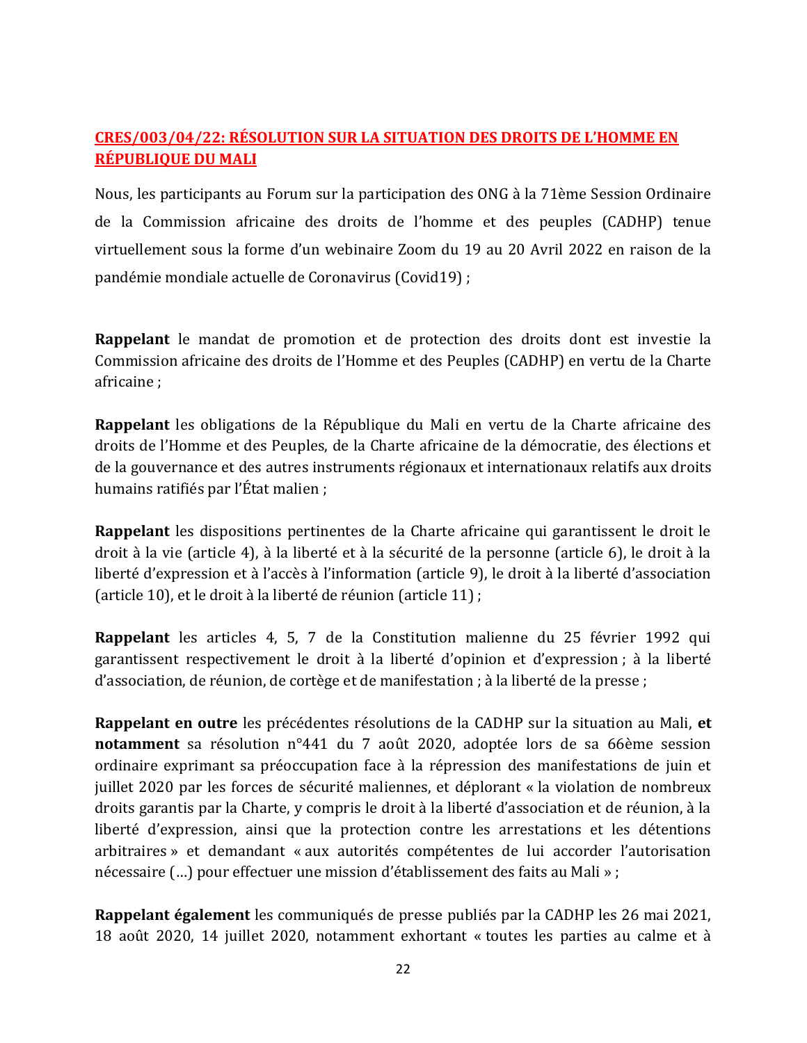## CRES/003/04/22: RÉSOLUTION SUR LA SITUATION DES DROITS DE L'HOMME EN RÉPUBLIQUE DU MALI

Nous, les participants au Forum sur la participation des ONG à la 71ème Session Ordinaire de la Commission africaine des droits de l'homme et des peuples (CADHP) tenue virtuellement sous la forme d'un webinaire Zoom du 19 au 20 Avril 2022 en raison de la pandémie mondiale actuelle de Coronavirus (Covid19) ;

**Rappelant** le mandat de promotion et de protection des droits dont est investie la Commission africaine des droits de l'Homme et des Peuples (CADHP) en vertu de la Charte africaine ;

**Rappelant** les obligations de la République du Mali en vertu de la Charte africaine des droits de l'Homme et des Peuples, de la Charte africaine de la démocratie, des élections et de la gouvernance et des autres instruments régionaux et internationaux relatifs aux droits humains ratifiés par l'État malien ;

**Rappelant** les dispositions pertinentes de la Charte africaine qui garantissent le droit le droit à la vie (article 4), à la liberté et à la sécurité de la personne (article 6), le droit à la liberté d'expression et à l'accès à l'information (article 9), le droit à la liberté d'association (article 10), et le droit à la liberté de réunion (article 11) ;

**Rappelant** les articles 4, 5, 7 de la Constitution malienne du 25 février 1992 qui garantissent respectivement le droit à la liberté d'opinion et d'expression ; à la liberté d'association, de réunion, de cortège et de manifestation ; à la liberté de la presse ;

**Rappelant en outre** les précédentes résolutions de la CADHP sur la situation au Mali, **et notamment** sa résolution n°441 du 7 août 2020, adoptée lors de sa 66ème session ordinaire exprimant sa préoccupation face à la répression des manifestations de juin et juillet 2020 par les forces de sécurité maliennes, et déplorant « la violation de nombreux droits garantis par la Charte, y compris le droit à la liberté d'association et de réunion, à la liberté d'expression, ainsi que la protection contre les arrestations et les détentions arbitraires » et demandant « aux autorités compétentes de lui accorder l'autorisation nécessaire (…) pour effectuer une mission d'établissement des faits au Mali » ;

**Rappelant également** les communiqués de presse publiés par la CADHP les 26 mai 2021, 18 août 2020, 14 juillet 2020, notamment exhortant « toutes les parties au calme et à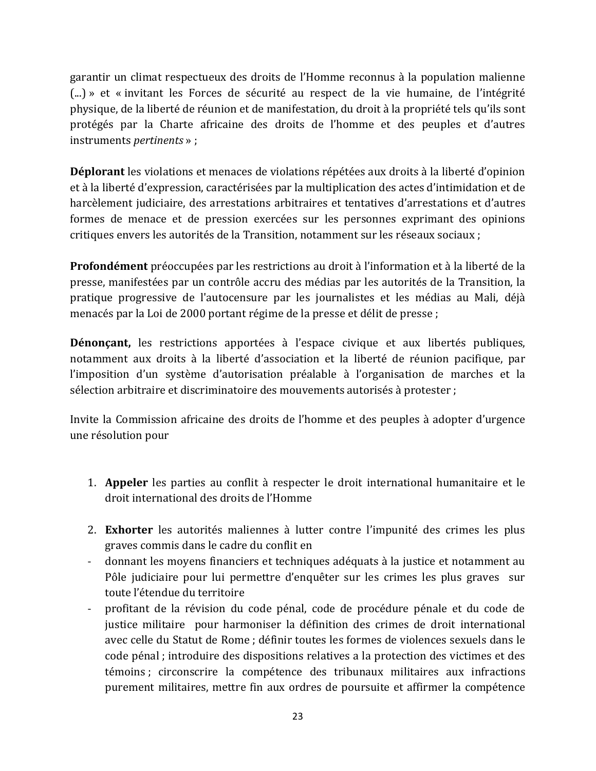garantir un climat respectueux des droits de l'Homme reconnus à la population malienne (...) » et « invitant les Forces de sécurité au respect de la vie humaine, de l'intégrité physique, de la liberté de réunion et de manifestation, du droit à la propriété tels qu'ils sont protégés par la Charte africaine des droits de l'homme et des peuples et d'autres instruments *pertinents* » ;

**Déplorant** les violations et menaces de violations répétées aux droits à la liberté d'opinion et à la liberté d'expression, caractérisées par la multiplication des actes d'intimidation et de harcèlement judiciaire, des arrestations arbitraires et tentatives d'arrestations et d'autres formes de menace et de pression exercées sur les personnes exprimant des opinions critiques envers les autorités de la Transition, notamment sur les réseaux sociaux ;

**Profondément** préoccupées par les restrictions au droit à l'information et à la liberté de la presse, manifestées par un contrôle accru des médias par les autorités de la Transition, la pratique progressive de l'autocensure par les journalistes et les médias au Mali, déjà menacés par la Loi de 2000 portant régime de la presse et délit de presse ;

**Dénonçant,** les restrictions apportées à l'espace civique et aux libertés publiques, notamment aux droits à la liberté d'association et la liberté de réunion pacifique, par l'imposition d'un système d'autorisation préalable à l'organisation de marches et la sélection arbitraire et discriminatoire des mouvements autorisés à protester ;

Invite la Commission africaine des droits de l'homme et des peuples à adopter d'urgence une résolution pour

1. **Appeler** les parties au conflit à respecter le droit international humanitaire et le droit international des droits de l'Homme

2. **Exhorter** les autorités maliennes à lutter contre l'impunité des crimes les plus graves commis dans le cadre du conflit en
   - donnant les moyens financiers et techniques adéquats à la justice et notamment au Pôle judiciaire pour lui permettre d'enquêter sur les crimes les plus graves sur toute l'étendue du territoire
   - profitant de la révision du code pénal, code de procédure pénale et du code de justice militaire pour harmoniser la définition des crimes de droit international avec celle du Statut de Rome ; définir toutes les formes de violences sexuels dans le code pénal ; introduire des dispositions relatives a la protection des victimes et des témoins ; circonscrire la compétence des tribunaux militaires aux infractions purement militaires, mettre fin aux ordres de poursuite et affirmer la compétence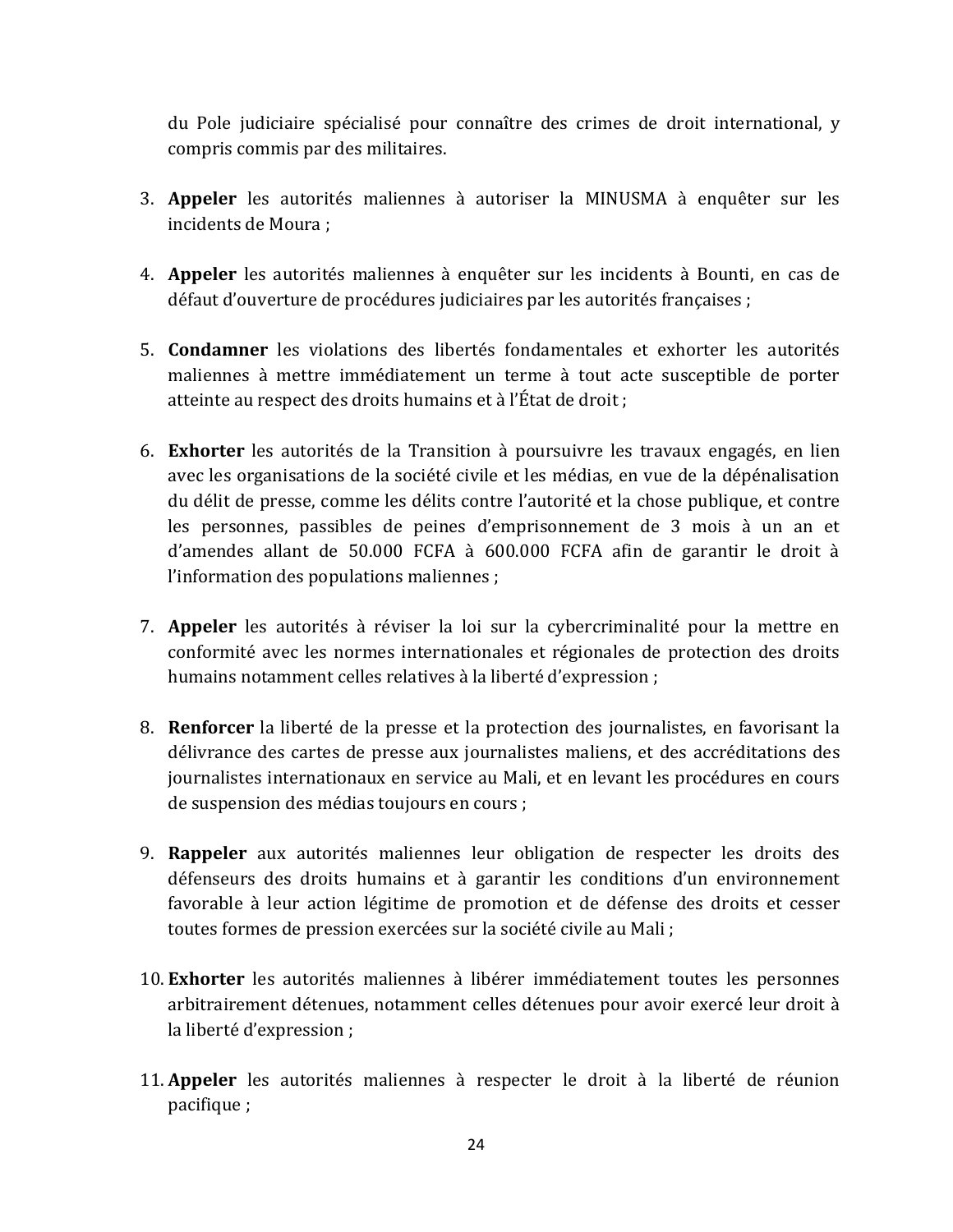du Pole judiciaire spécialisé pour connaître des crimes de droit international, y compris commis par des militaires.

3. **Appeler** les autorités maliennes à autoriser la MINUSMA à enquêter sur les incidents de Moura ;

4. **Appeler** les autorités maliennes à enquêter sur les incidents à Bounti, en cas de défaut d'ouverture de procédures judiciaires par les autorités françaises ;

5. **Condamner** les violations des libertés fondamentales et exhorter les autorités maliennes à mettre immédiatement un terme à tout acte susceptible de porter atteinte au respect des droits humains et à l'État de droit ;

6. **Exhorter** les autorités de la Transition à poursuivre les travaux engagés, en lien avec les organisations de la société civile et les médias, en vue de la dépénalisation du délit de presse, comme les délits contre l'autorité et la chose publique, et contre les personnes, passibles de peines d'emprisonnement de 3 mois à un an et d'amendes allant de 50.000 FCFA à 600.000 FCFA afin de garantir le droit à l'information des populations maliennes ;

7. **Appeler** les autorités à réviser la loi sur la cybercriminalité pour la mettre en conformité avec les normes internationales et régionales de protection des droits humains notamment celles relatives à la liberté d'expression ;

8. **Renforcer** la liberté de la presse et la protection des journalistes, en favorisant la délivrance des cartes de presse aux journalistes maliens, et des accréditations des journalistes internationaux en service au Mali, et en levant les procédures en cours de suspension des médias toujours en cours ;

9. **Rappeler** aux autorités maliennes leur obligation de respecter les droits des défenseurs des droits humains et à garantir les conditions d'un environnement favorable à leur action légitime de promotion et de défense des droits et cesser toutes formes de pression exercées sur la société civile au Mali ;

10. **Exhorter** les autorités maliennes à libérer immédiatement toutes les personnes arbitrairement détenues, notamment celles détenues pour avoir exercé leur droit à la liberté d'expression ;

11. **Appeler** les autorités maliennes à respecter le droit à la liberté de réunion pacifique ;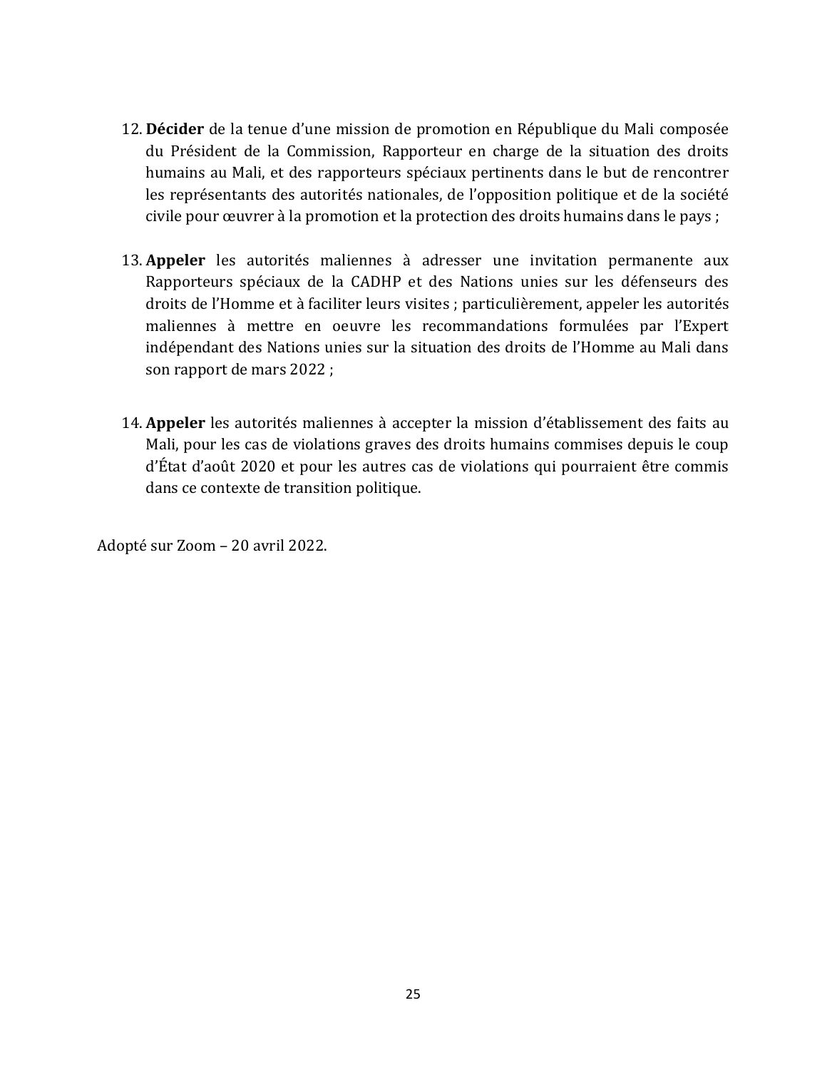12. **Décider** de la tenue d'une mission de promotion en République du Mali composée du Président de la Commission, Rapporteur en charge de la situation des droits humains au Mali, et des rapporteurs spéciaux pertinents dans le but de rencontrer les représentants des autorités nationales, de l'opposition politique et de la société civile pour œuvrer à la promotion et la protection des droits humains dans le pays ;

13. **Appeler** les autorités maliennes à adresser une invitation permanente aux Rapporteurs spéciaux de la CADHP et des Nations unies sur les défenseurs des droits de l'Homme et à faciliter leurs visites ; particulièrement, appeler les autorités maliennes à mettre en oeuvre les recommandations formulées par l'Expert indépendant des Nations unies sur la situation des droits de l'Homme au Mali dans son rapport de mars 2022 ;

14. **Appeler** les autorités maliennes à accepter la mission d'établissement des faits au Mali, pour les cas de violations graves des droits humains commises depuis le coup d'État d'août 2020 et pour les autres cas de violations qui pourraient être commis dans ce contexte de transition politique.

Adopté sur Zoom – 20 avril 2022.